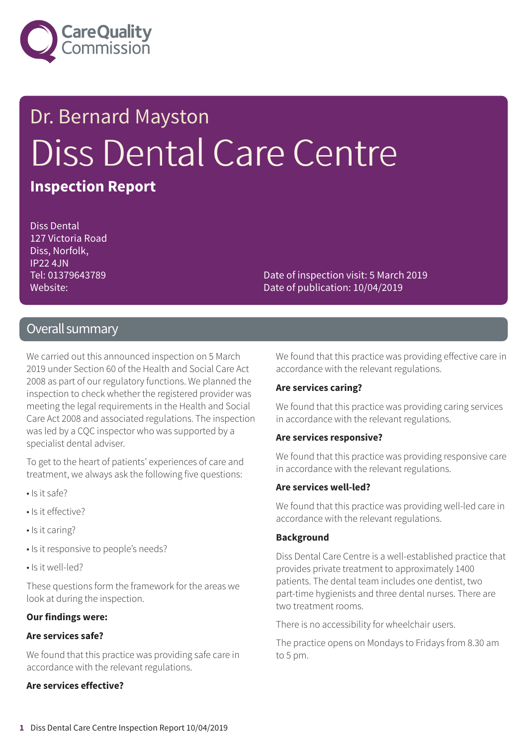Care Quality Commission

# Dr. Bernard Mayston

# Diss Dental Care Centre

## Inspection Report

Diss Dental
127 Victoria Road
Diss, Norfolk,
IP22 4JN
Tel: 01379643789
Website:

Date of inspection visit: 5 March 2019
Date of publication: 10/04/2019

## Overall summary

We carried out this announced inspection on 5 March 2019 under Section 60 of the Health and Social Care Act 2008 as part of our regulatory functions. We planned the inspection to check whether the registered provider was meeting the legal requirements in the Health and Social Care Act 2008 and associated regulations. The inspection was led by a CQC inspector who was supported by a specialist dental adviser.

To get to the heart of patients' experiences of care and treatment, we always ask the following five questions:

- Is it safe?
- Is it effective?
- Is it caring?
- Is it responsive to people's needs?
- Is it well-led?

These questions form the framework for the areas we look at during the inspection.

**Our findings were:**

**Are services safe?**

We found that this practice was providing safe care in accordance with the relevant regulations.

**Are services effective?**

We found that this practice was providing effective care in accordance with the relevant regulations.

**Are services caring?**

We found that this practice was providing caring services in accordance with the relevant regulations.

**Are services responsive?**

We found that this practice was providing responsive care in accordance with the relevant regulations.

**Are services well-led?**

We found that this practice was providing well-led care in accordance with the relevant regulations.

**Background**

Diss Dental Care Centre is a well-established practice that provides private treatment to approximately 1400 patients. The dental team includes one dentist, two part-time hygienists and three dental nurses. There are two treatment rooms.

There is no accessibility for wheelchair users.

The practice opens on Mondays to Fridays from 8.30 am to 5 pm.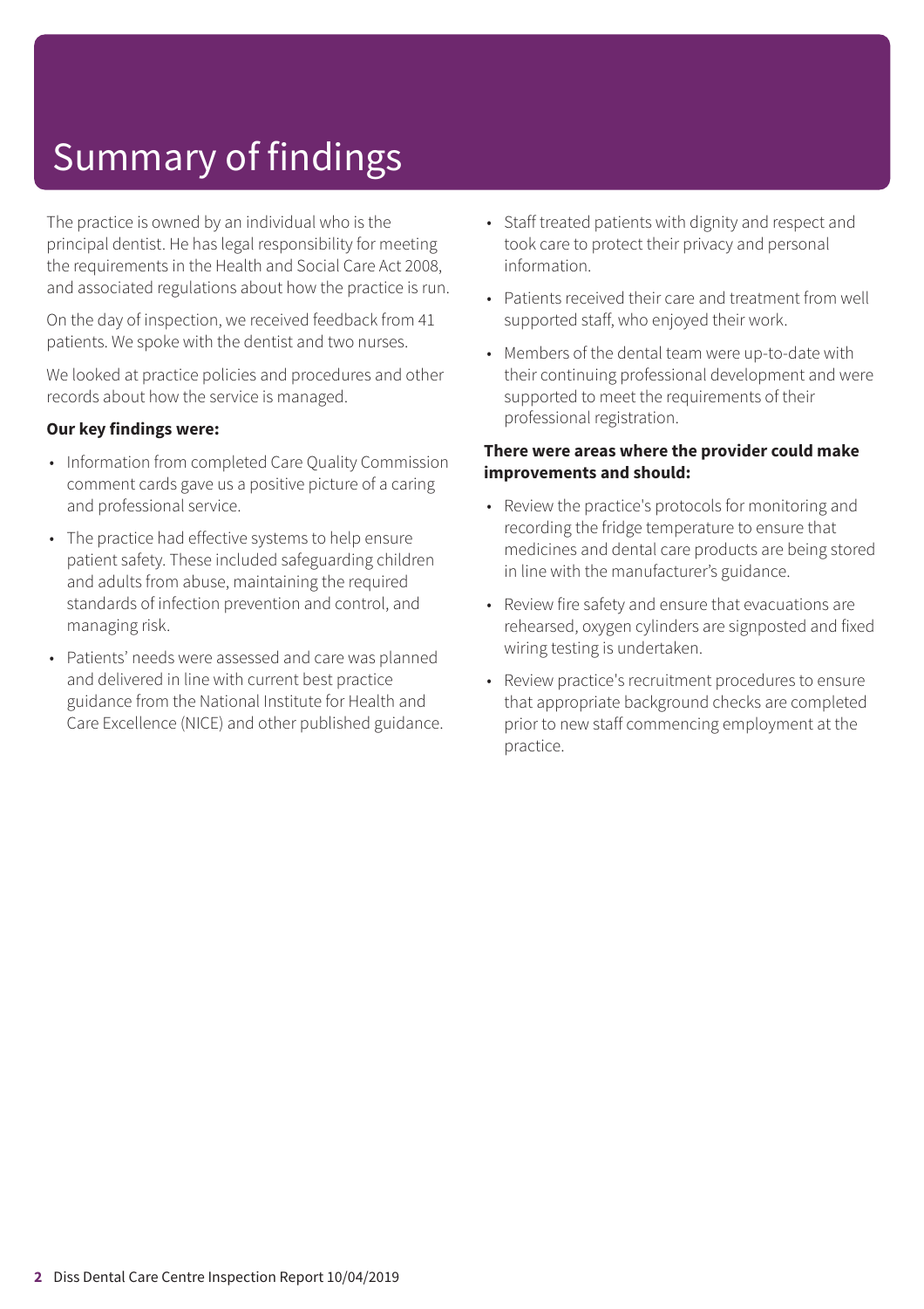# Summary of findings

The practice is owned by an individual who is the principal dentist. He has legal responsibility for meeting the requirements in the Health and Social Care Act 2008, and associated regulations about how the practice is run.

On the day of inspection, we received feedback from 41 patients. We spoke with the dentist and two nurses.

We looked at practice policies and procedures and other records about how the service is managed.

**Our key findings were:**

- Information from completed Care Quality Commission comment cards gave us a positive picture of a caring and professional service.
- The practice had effective systems to help ensure patient safety. These included safeguarding children and adults from abuse, maintaining the required standards of infection prevention and control, and managing risk.
- Patients' needs were assessed and care was planned and delivered in line with current best practice guidance from the National Institute for Health and Care Excellence (NICE) and other published guidance.
- Staff treated patients with dignity and respect and took care to protect their privacy and personal information.
- Patients received their care and treatment from well supported staff, who enjoyed their work.
- Members of the dental team were up-to-date with their continuing professional development and were supported to meet the requirements of their professional registration.

**There were areas where the provider could make improvements and should:**

- Review the practice's protocols for monitoring and recording the fridge temperature to ensure that medicines and dental care products are being stored in line with the manufacturer's guidance.
- Review fire safety and ensure that evacuations are rehearsed, oxygen cylinders are signposted and fixed wiring testing is undertaken.
- Review practice's recruitment procedures to ensure that appropriate background checks are completed prior to new staff commencing employment at the practice.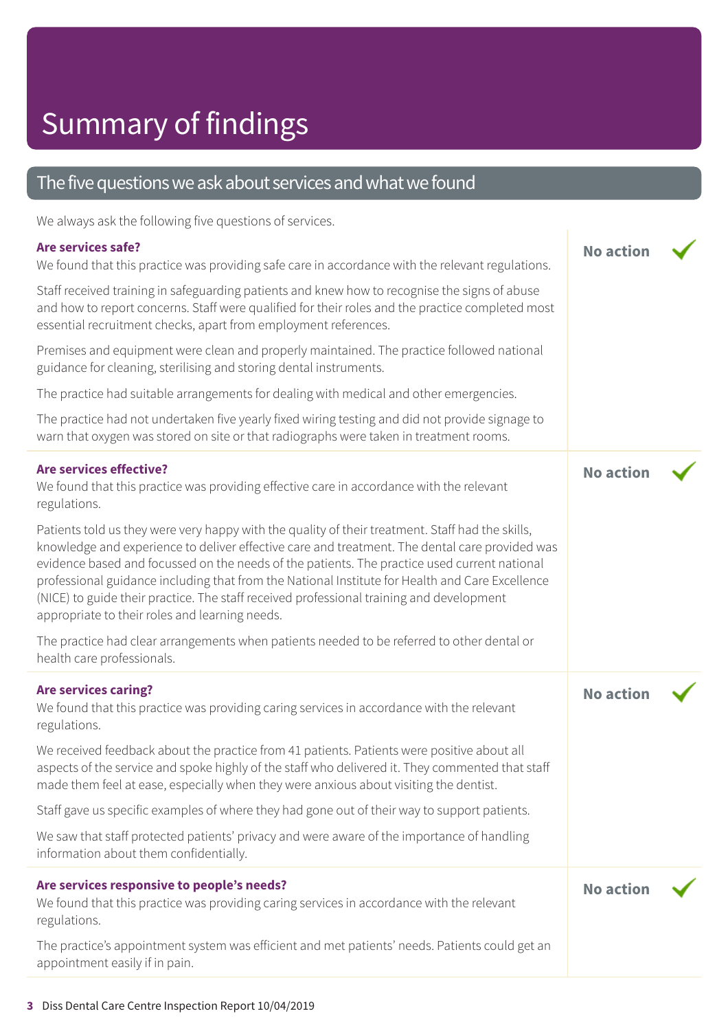# Summary of findings

## The five questions we ask about services and what we found

We always ask the following five questions of services.

### Are services safe?

**No action** ✓

We found that this practice was providing safe care in accordance with the relevant regulations.

Staff received training in safeguarding patients and knew how to recognise the signs of abuse and how to report concerns. Staff were qualified for their roles and the practice completed most essential recruitment checks, apart from employment references.

Premises and equipment were clean and properly maintained. The practice followed national guidance for cleaning, sterilising and storing dental instruments.

The practice had suitable arrangements for dealing with medical and other emergencies.

The practice had not undertaken five yearly fixed wiring testing and did not provide signage to warn that oxygen was stored on site or that radiographs were taken in treatment rooms.

### Are services effective?

**No action** ✓

We found that this practice was providing effective care in accordance with the relevant regulations.

Patients told us they were very happy with the quality of their treatment. Staff had the skills, knowledge and experience to deliver effective care and treatment. The dental care provided was evidence based and focussed on the needs of the patients. The practice used current national professional guidance including that from the National Institute for Health and Care Excellence (NICE) to guide their practice. The staff received professional training and development appropriate to their roles and learning needs.

The practice had clear arrangements when patients needed to be referred to other dental or health care professionals.

### Are services caring?

**No action** ✓

We found that this practice was providing caring services in accordance with the relevant regulations.

We received feedback about the practice from 41 patients. Patients were positive about all aspects of the service and spoke highly of the staff who delivered it. They commented that staff made them feel at ease, especially when they were anxious about visiting the dentist.

Staff gave us specific examples of where they had gone out of their way to support patients.

We saw that staff protected patients' privacy and were aware of the importance of handling information about them confidentially.

### Are services responsive to people's needs?

**No action** ✓

We found that this practice was providing caring services in accordance with the relevant regulations.

The practice's appointment system was efficient and met patients' needs. Patients could get an appointment easily if in pain.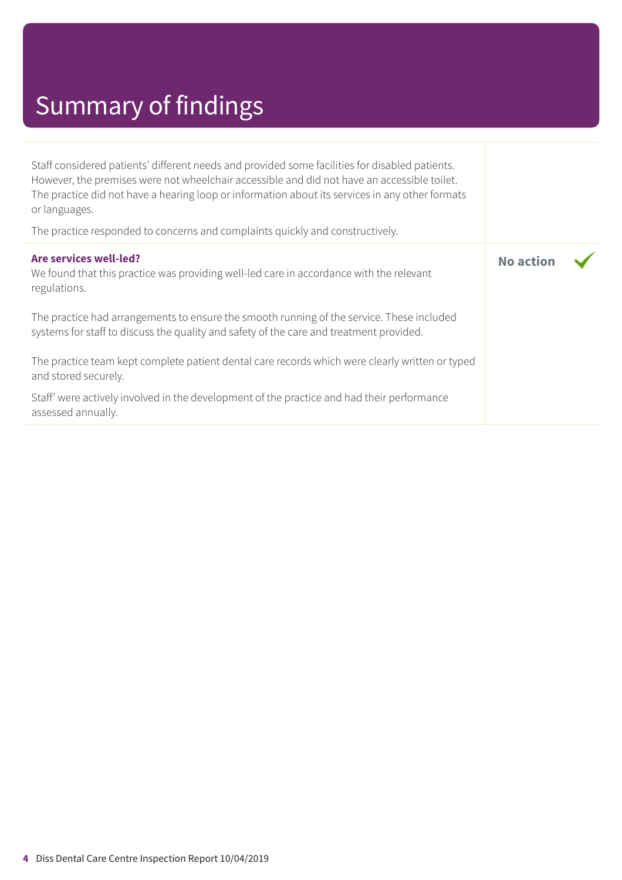# Summary of findings

Staff considered patients' different needs and provided some facilities for disabled patients. However, the premises were not wheelchair accessible and did not have an accessible toilet. The practice did not have a hearing loop or information about its services in any other formats or languages.

The practice responded to concerns and complaints quickly and constructively.

**Are services well-led?** — **No action** ✓

We found that this practice was providing well-led care in accordance with the relevant regulations.

The practice had arrangements to ensure the smooth running of the service. These included systems for staff to discuss the quality and safety of the care and treatment provided.

The practice team kept complete patient dental care records which were clearly written or typed and stored securely.

Staff' were actively involved in the development of the practice and had their performance assessed annually.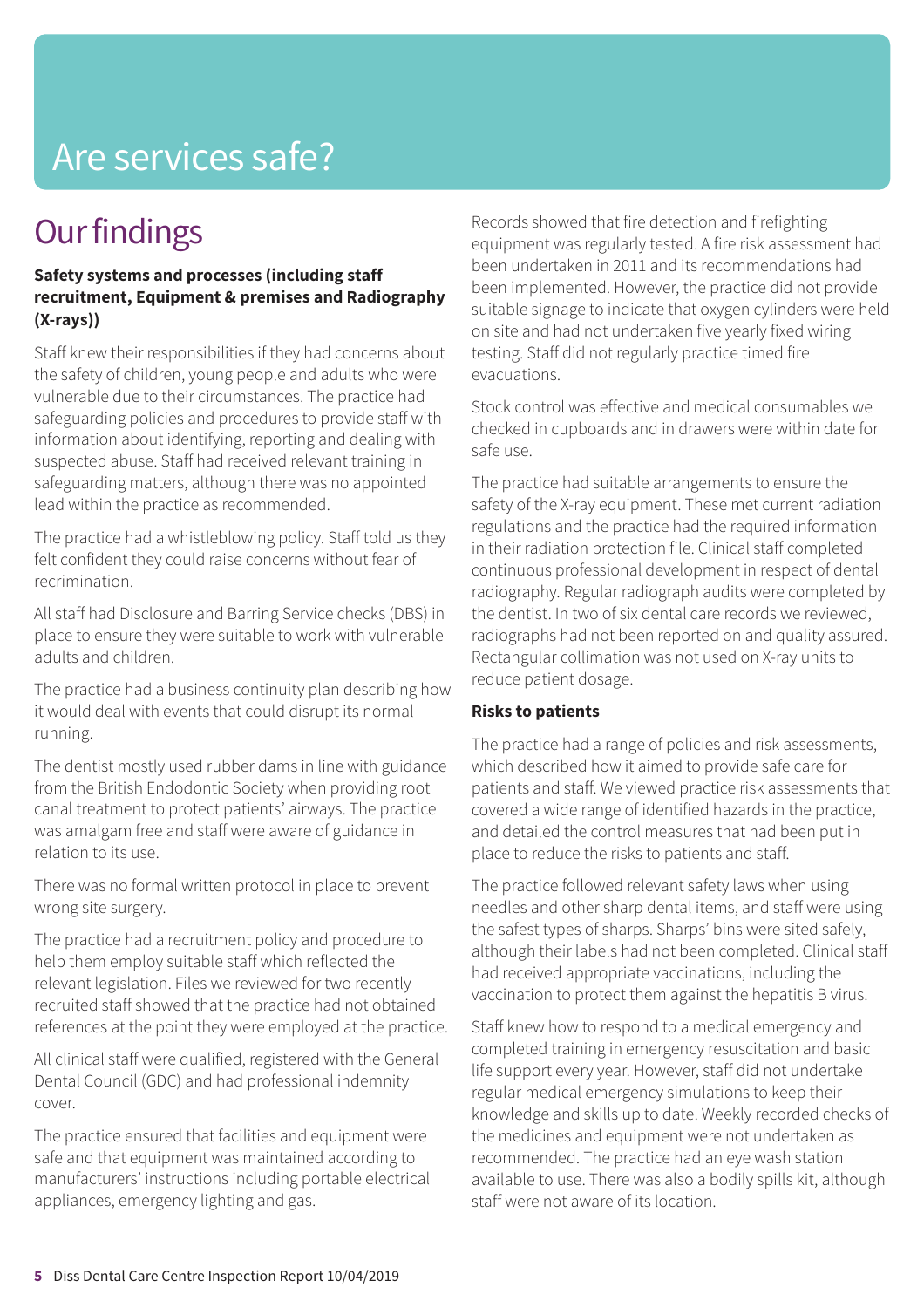# Are services safe?

## Our findings

**Safety systems and processes (including staff recruitment, Equipment & premises and Radiography (X-rays))**

Staff knew their responsibilities if they had concerns about the safety of children, young people and adults who were vulnerable due to their circumstances. The practice had safeguarding policies and procedures to provide staff with information about identifying, reporting and dealing with suspected abuse. Staff had received relevant training in safeguarding matters, although there was no appointed lead within the practice as recommended.

The practice had a whistleblowing policy. Staff told us they felt confident they could raise concerns without fear of recrimination.

All staff had Disclosure and Barring Service checks (DBS) in place to ensure they were suitable to work with vulnerable adults and children.

The practice had a business continuity plan describing how it would deal with events that could disrupt its normal running.

The dentist mostly used rubber dams in line with guidance from the British Endodontic Society when providing root canal treatment to protect patients' airways. The practice was amalgam free and staff were aware of guidance in relation to its use.

There was no formal written protocol in place to prevent wrong site surgery.

The practice had a recruitment policy and procedure to help them employ suitable staff which reflected the relevant legislation. Files we reviewed for two recently recruited staff showed that the practice had not obtained references at the point they were employed at the practice.

All clinical staff were qualified, registered with the General Dental Council (GDC) and had professional indemnity cover.

The practice ensured that facilities and equipment were safe and that equipment was maintained according to manufacturers' instructions including portable electrical appliances, emergency lighting and gas.

Records showed that fire detection and firefighting equipment was regularly tested. A fire risk assessment had been undertaken in 2011 and its recommendations had been implemented. However, the practice did not provide suitable signage to indicate that oxygen cylinders were held on site and had not undertaken five yearly fixed wiring testing. Staff did not regularly practice timed fire evacuations.

Stock control was effective and medical consumables we checked in cupboards and in drawers were within date for safe use.

The practice had suitable arrangements to ensure the safety of the X-ray equipment. These met current radiation regulations and the practice had the required information in their radiation protection file. Clinical staff completed continuous professional development in respect of dental radiography. Regular radiograph audits were completed by the dentist. In two of six dental care records we reviewed, radiographs had not been reported on and quality assured. Rectangular collimation was not used on X-ray units to reduce patient dosage.

**Risks to patients**

The practice had a range of policies and risk assessments, which described how it aimed to provide safe care for patients and staff. We viewed practice risk assessments that covered a wide range of identified hazards in the practice, and detailed the control measures that had been put in place to reduce the risks to patients and staff.

The practice followed relevant safety laws when using needles and other sharp dental items, and staff were using the safest types of sharps. Sharps' bins were sited safely, although their labels had not been completed. Clinical staff had received appropriate vaccinations, including the vaccination to protect them against the hepatitis B virus.

Staff knew how to respond to a medical emergency and completed training in emergency resuscitation and basic life support every year. However, staff did not undertake regular medical emergency simulations to keep their knowledge and skills up to date. Weekly recorded checks of the medicines and equipment were not undertaken as recommended. The practice had an eye wash station available to use. There was also a bodily spills kit, although staff were not aware of its location.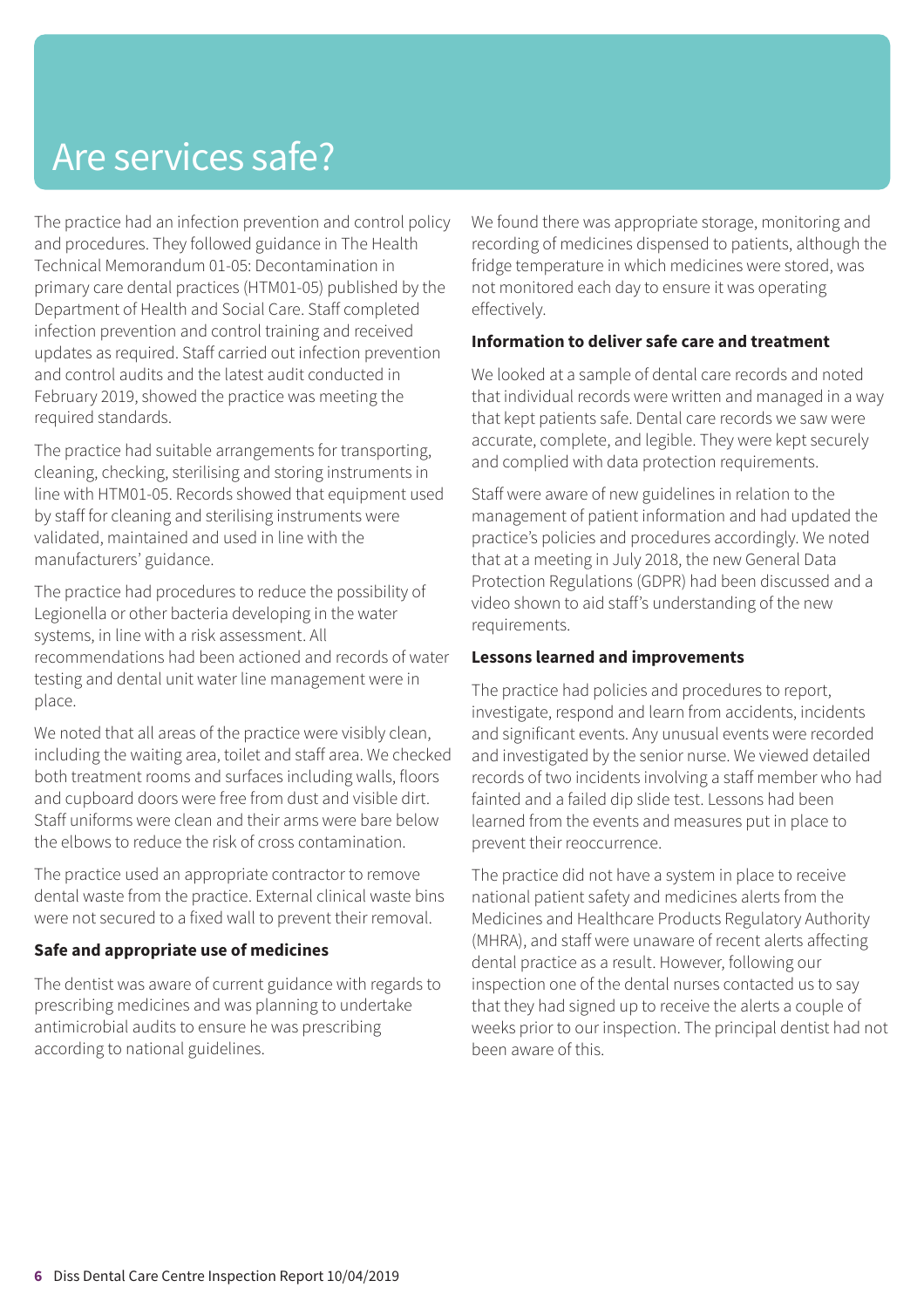# Are services safe?

The practice had an infection prevention and control policy and procedures. They followed guidance in The Health Technical Memorandum 01-05: Decontamination in primary care dental practices (HTM01-05) published by the Department of Health and Social Care. Staff completed infection prevention and control training and received updates as required. Staff carried out infection prevention and control audits and the latest audit conducted in February 2019, showed the practice was meeting the required standards.

The practice had suitable arrangements for transporting, cleaning, checking, sterilising and storing instruments in line with HTM01-05. Records showed that equipment used by staff for cleaning and sterilising instruments were validated, maintained and used in line with the manufacturers' guidance.

The practice had procedures to reduce the possibility of Legionella or other bacteria developing in the water systems, in line with a risk assessment. All recommendations had been actioned and records of water testing and dental unit water line management were in place.

We noted that all areas of the practice were visibly clean, including the waiting area, toilet and staff area. We checked both treatment rooms and surfaces including walls, floors and cupboard doors were free from dust and visible dirt. Staff uniforms were clean and their arms were bare below the elbows to reduce the risk of cross contamination.

The practice used an appropriate contractor to remove dental waste from the practice. External clinical waste bins were not secured to a fixed wall to prevent their removal.

**Safe and appropriate use of medicines**

The dentist was aware of current guidance with regards to prescribing medicines and was planning to undertake antimicrobial audits to ensure he was prescribing according to national guidelines.

We found there was appropriate storage, monitoring and recording of medicines dispensed to patients, although the fridge temperature in which medicines were stored, was not monitored each day to ensure it was operating effectively.

**Information to deliver safe care and treatment**

We looked at a sample of dental care records and noted that individual records were written and managed in a way that kept patients safe. Dental care records we saw were accurate, complete, and legible. They were kept securely and complied with data protection requirements.

Staff were aware of new guidelines in relation to the management of patient information and had updated the practice's policies and procedures accordingly. We noted that at a meeting in July 2018, the new General Data Protection Regulations (GDPR) had been discussed and a video shown to aid staff's understanding of the new requirements.

**Lessons learned and improvements**

The practice had policies and procedures to report, investigate, respond and learn from accidents, incidents and significant events. Any unusual events were recorded and investigated by the senior nurse. We viewed detailed records of two incidents involving a staff member who had fainted and a failed dip slide test. Lessons had been learned from the events and measures put in place to prevent their reoccurrence.

The practice did not have a system in place to receive national patient safety and medicines alerts from the Medicines and Healthcare Products Regulatory Authority (MHRA), and staff were unaware of recent alerts affecting dental practice as a result. However, following our inspection one of the dental nurses contacted us to say that they had signed up to receive the alerts a couple of weeks prior to our inspection. The principal dentist had not been aware of this.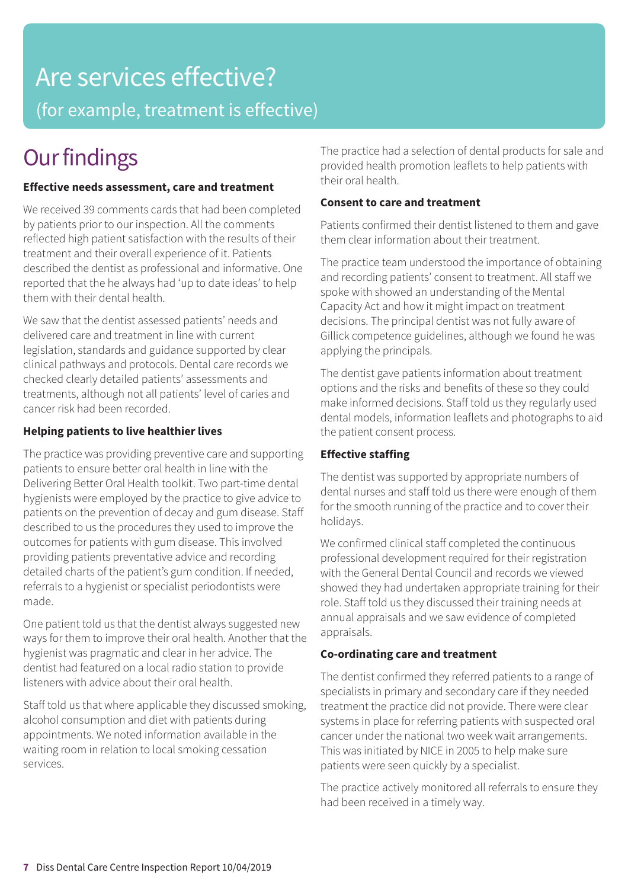# Are services effective?

(for example, treatment is effective)

## Our findings

**Effective needs assessment, care and treatment**

We received 39 comments cards that had been completed by patients prior to our inspection. All the comments reflected high patient satisfaction with the results of their treatment and their overall experience of it. Patients described the dentist as professional and informative. One reported that the he always had 'up to date ideas' to help them with their dental health.

We saw that the dentist assessed patients' needs and delivered care and treatment in line with current legislation, standards and guidance supported by clear clinical pathways and protocols. Dental care records we checked clearly detailed patients' assessments and treatments, although not all patients' level of caries and cancer risk had been recorded.

**Helping patients to live healthier lives**

The practice was providing preventive care and supporting patients to ensure better oral health in line with the Delivering Better Oral Health toolkit. Two part-time dental hygienists were employed by the practice to give advice to patients on the prevention of decay and gum disease. Staff described to us the procedures they used to improve the outcomes for patients with gum disease. This involved providing patients preventative advice and recording detailed charts of the patient's gum condition. If needed, referrals to a hygienist or specialist periodontists were made.

One patient told us that the dentist always suggested new ways for them to improve their oral health. Another that the hygienist was pragmatic and clear in her advice. The dentist had featured on a local radio station to provide listeners with advice about their oral health.

Staff told us that where applicable they discussed smoking, alcohol consumption and diet with patients during appointments. We noted information available in the waiting room in relation to local smoking cessation services.

The practice had a selection of dental products for sale and provided health promotion leaflets to help patients with their oral health.

**Consent to care and treatment**

Patients confirmed their dentist listened to them and gave them clear information about their treatment.

The practice team understood the importance of obtaining and recording patients' consent to treatment. All staff we spoke with showed an understanding of the Mental Capacity Act and how it might impact on treatment decisions. The principal dentist was not fully aware of Gillick competence guidelines, although we found he was applying the principals.

The dentist gave patients information about treatment options and the risks and benefits of these so they could make informed decisions. Staff told us they regularly used dental models, information leaflets and photographs to aid the patient consent process.

**Effective staffing**

The dentist was supported by appropriate numbers of dental nurses and staff told us there were enough of them for the smooth running of the practice and to cover their holidays.

We confirmed clinical staff completed the continuous professional development required for their registration with the General Dental Council and records we viewed showed they had undertaken appropriate training for their role. Staff told us they discussed their training needs at annual appraisals and we saw evidence of completed appraisals.

**Co-ordinating care and treatment**

The dentist confirmed they referred patients to a range of specialists in primary and secondary care if they needed treatment the practice did not provide. There were clear systems in place for referring patients with suspected oral cancer under the national two week wait arrangements. This was initiated by NICE in 2005 to help make sure patients were seen quickly by a specialist.

The practice actively monitored all referrals to ensure they had been received in a timely way.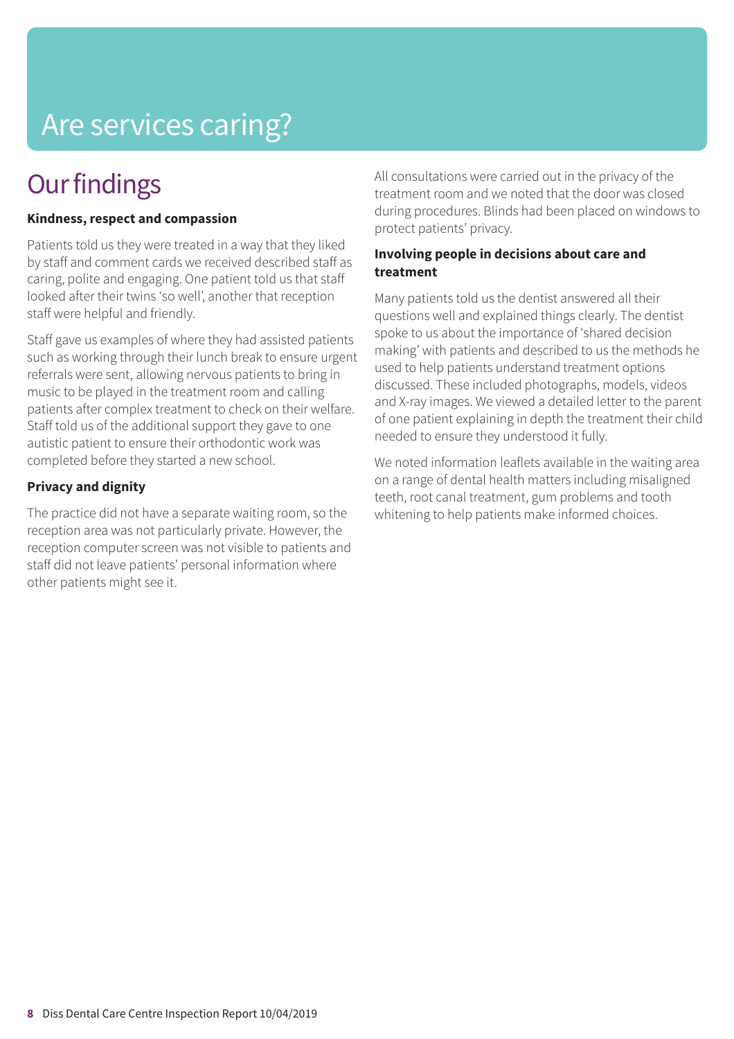# Are services caring?

## Our findings

**Kindness, respect and compassion**

Patients told us they were treated in a way that they liked by staff and comment cards we received described staff as caring, polite and engaging. One patient told us that staff looked after their twins 'so well', another that reception staff were helpful and friendly.

Staff gave us examples of where they had assisted patients such as working through their lunch break to ensure urgent referrals were sent, allowing nervous patients to bring in music to be played in the treatment room and calling patients after complex treatment to check on their welfare. Staff told us of the additional support they gave to one autistic patient to ensure their orthodontic work was completed before they started a new school.

**Privacy and dignity**

The practice did not have a separate waiting room, so the reception area was not particularly private. However, the reception computer screen was not visible to patients and staff did not leave patients' personal information where other patients might see it.

All consultations were carried out in the privacy of the treatment room and we noted that the door was closed during procedures. Blinds had been placed on windows to protect patients' privacy.

**Involving people in decisions about care and treatment**

Many patients told us the dentist answered all their questions well and explained things clearly. The dentist spoke to us about the importance of 'shared decision making' with patients and described to us the methods he used to help patients understand treatment options discussed. These included photographs, models, videos and X-ray images. We viewed a detailed letter to the parent of one patient explaining in depth the treatment their child needed to ensure they understood it fully.

We noted information leaflets available in the waiting area on a range of dental health matters including misaligned teeth, root canal treatment, gum problems and tooth whitening to help patients make informed choices.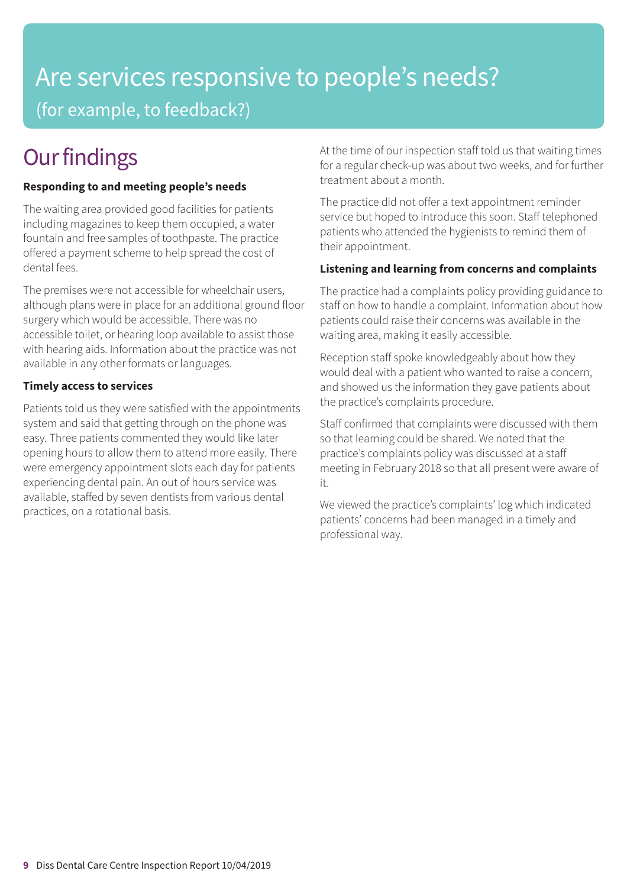# Are services responsive to people's needs?

## (for example, to feedback?)

# Our findings

### Responding to and meeting people's needs

The waiting area provided good facilities for patients including magazines to keep them occupied, a water fountain and free samples of toothpaste. The practice offered a payment scheme to help spread the cost of dental fees.

The premises were not accessible for wheelchair users, although plans were in place for an additional ground floor surgery which would be accessible. There was no accessible toilet, or hearing loop available to assist those with hearing aids. Information about the practice was not available in any other formats or languages.

### Timely access to services

Patients told us they were satisfied with the appointments system and said that getting through on the phone was easy. Three patients commented they would like later opening hours to allow them to attend more easily. There were emergency appointment slots each day for patients experiencing dental pain. An out of hours service was available, staffed by seven dentists from various dental practices, on a rotational basis.

At the time of our inspection staff told us that waiting times for a regular check-up was about two weeks, and for further treatment about a month.

The practice did not offer a text appointment reminder service but hoped to introduce this soon. Staff telephoned patients who attended the hygienists to remind them of their appointment.

### Listening and learning from concerns and complaints

The practice had a complaints policy providing guidance to staff on how to handle a complaint. Information about how patients could raise their concerns was available in the waiting area, making it easily accessible.

Reception staff spoke knowledgeably about how they would deal with a patient who wanted to raise a concern, and showed us the information they gave patients about the practice's complaints procedure.

Staff confirmed that complaints were discussed with them so that learning could be shared. We noted that the practice's complaints policy was discussed at a staff meeting in February 2018 so that all present were aware of it.

We viewed the practice's complaints' log which indicated patients' concerns had been managed in a timely and professional way.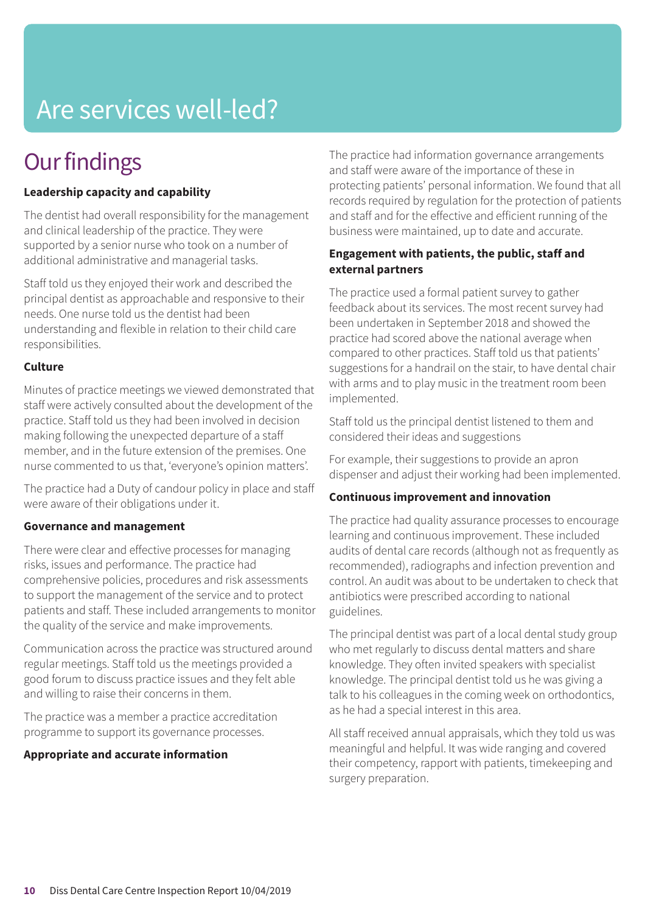# Are services well-led?

## Our findings

**Leadership capacity and capability**

The dentist had overall responsibility for the management and clinical leadership of the practice. They were supported by a senior nurse who took on a number of additional administrative and managerial tasks.

Staff told us they enjoyed their work and described the principal dentist as approachable and responsive to their needs. One nurse told us the dentist had been understanding and flexible in relation to their child care responsibilities.

**Culture**

Minutes of practice meetings we viewed demonstrated that staff were actively consulted about the development of the practice. Staff told us they had been involved in decision making following the unexpected departure of a staff member, and in the future extension of the premises. One nurse commented to us that, 'everyone's opinion matters'.

The practice had a Duty of candour policy in place and staff were aware of their obligations under it.

**Governance and management**

There were clear and effective processes for managing risks, issues and performance. The practice had comprehensive policies, procedures and risk assessments to support the management of the service and to protect patients and staff. These included arrangements to monitor the quality of the service and make improvements.

Communication across the practice was structured around regular meetings. Staff told us the meetings provided a good forum to discuss practice issues and they felt able and willing to raise their concerns in them.

The practice was a member a practice accreditation programme to support its governance processes.

**Appropriate and accurate information**

The practice had information governance arrangements and staff were aware of the importance of these in protecting patients' personal information. We found that all records required by regulation for the protection of patients and staff and for the effective and efficient running of the business were maintained, up to date and accurate.

**Engagement with patients, the public, staff and external partners**

The practice used a formal patient survey to gather feedback about its services. The most recent survey had been undertaken in September 2018 and showed the practice had scored above the national average when compared to other practices. Staff told us that patients' suggestions for a handrail on the stair, to have dental chair with arms and to play music in the treatment room been implemented.

Staff told us the principal dentist listened to them and considered their ideas and suggestions

For example, their suggestions to provide an apron dispenser and adjust their working had been implemented.

**Continuous improvement and innovation**

The practice had quality assurance processes to encourage learning and continuous improvement. These included audits of dental care records (although not as frequently as recommended), radiographs and infection prevention and control. An audit was about to be undertaken to check that antibiotics were prescribed according to national guidelines.

The principal dentist was part of a local dental study group who met regularly to discuss dental matters and share knowledge. They often invited speakers with specialist knowledge. The principal dentist told us he was giving a talk to his colleagues in the coming week on orthodontics, as he had a special interest in this area.

All staff received annual appraisals, which they told us was meaningful and helpful. It was wide ranging and covered their competency, rapport with patients, timekeeping and surgery preparation.